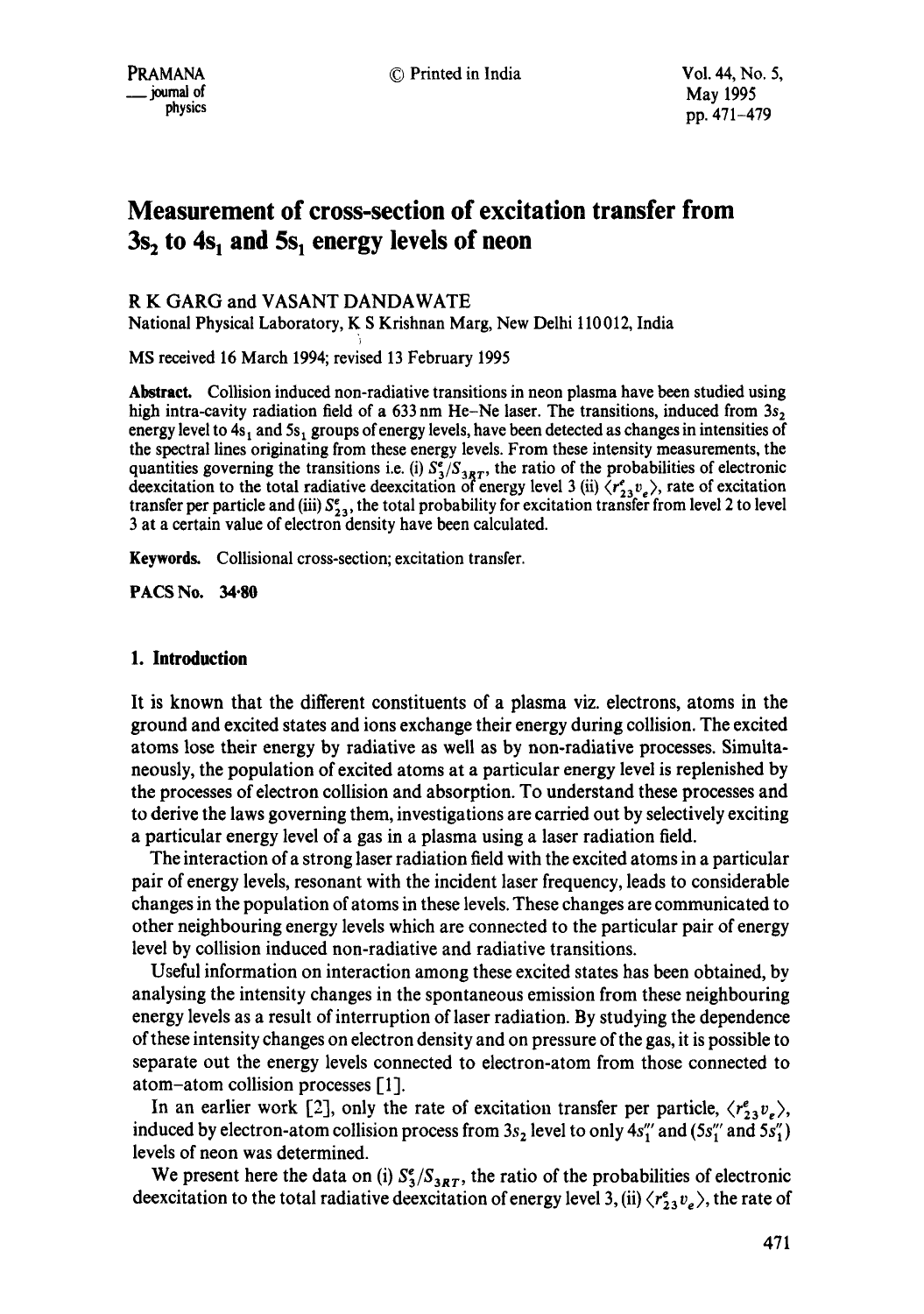# Measurement of cross-section of excitation transfer from $3s_2$ to $4s_1$ and $5s_1$ energy levels of neon

R K GARG and VASANT DANDAWATE

National Physical Laboratory, K S Krishnan Marg, New Delhi 110012, India

MS received 16 March 1994; revised 13 February 1995

**Abstract.** Collision induced non-radiative transitions in neon plasma have been studied using high intra-cavity radiation field of a 633 nm He–Ne laser. The transitions, induced from $3s_2$ energy level to $4s_1$ and $5s_1$ groups of energy levels, have been detected as changes in intensities of the spectral lines originating from these energy levels. From these intensity measurements, the quantities governing the transitions i.e. (i) $S_3^e/S_{3RT}$, the ratio of the probabilities of electronic deexcitation to the total radiative deexcitation of energy level 3 (ii) $\langle r_{23}^e v_e \rangle$, rate of excitation transfer per particle and (iii) $S_{23}^e$, the total probability for excitation transfer from level 2 to level 3 at a certain value of electron density have been calculated.

**Keywords.** Collisional cross-section; excitation transfer.

**PACS No.** 34·80

## 1. Introduction

It is known that the different constituents of a plasma viz. electrons, atoms in the ground and excited states and ions exchange their energy during collision. The excited atoms lose their energy by radiative as well as by non-radiative processes. Simultaneously, the population of excited atoms at a particular energy level is replenished by the processes of electron collision and absorption. To understand these processes and to derive the laws governing them, investigations are carried out by selectively exciting a particular energy level of a gas in a plasma using a laser radiation field.

The interaction of a strong laser radiation field with the excited atoms in a particular pair of energy levels, resonant with the incident laser frequency, leads to considerable changes in the population of atoms in these levels. These changes are communicated to other neighbouring energy levels which are connected to the particular pair of energy level by collision induced non-radiative and radiative transitions.

Useful information on interaction among these excited states has been obtained, by analysing the intensity changes in the spontaneous emission from these neighbouring energy levels as a result of interruption of laser radiation. By studying the dependence of these intensity changes on electron density and on pressure of the gas, it is possible to separate out the energy levels connected to electron-atom from those connected to atom–atom collision processes [1].

In an earlier work [2], only the rate of excitation transfer per particle, $\langle r_{23}^e v_e \rangle$, induced by electron-atom collision process from $3s_2$ level to only $4s_1'''$ and ($5s_1'''$ and $5s_1''$) levels of neon was determined.

We present here the data on (i) $S_3^e/S_{3RT}$, the ratio of the probabilities of electronic deexcitation to the total radiative deexcitation of energy level 3, (ii) $\langle r_{23}^e v_e \rangle$, the rate of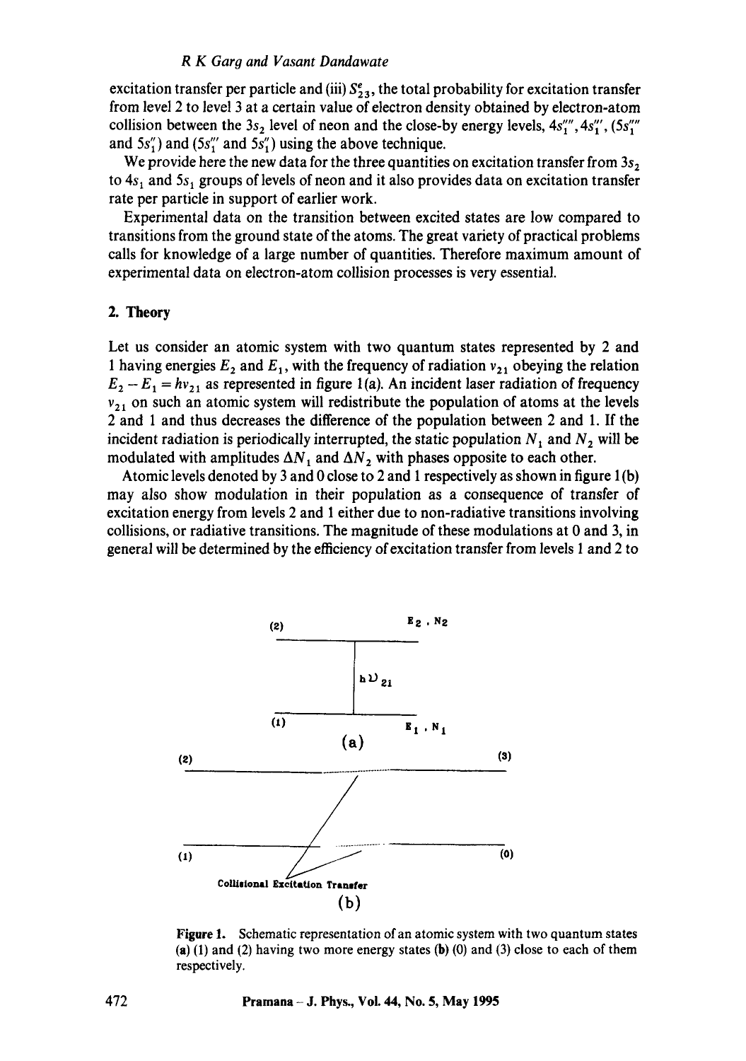excitation transfer per particle and (iii) $S^e_{23}$, the total probability for excitation transfer from level 2 to level 3 at a certain value of electron density obtained by electron-atom collision between the $3s_2$ level of neon and the close-by energy levels, $4s_1''''$, $4s_1'''$, ($5s_1''''$ and $5s_1''$) and ($5s_1'''$ and $5s_1''$) using the above technique.

We provide here the new data for the three quantities on excitation transfer from $3s_2$ to $4s_1$ and $5s_1$ groups of levels of neon and it also provides data on excitation transfer rate per particle in support of earlier work.

Experimental data on the transition between excited states are low compared to transitions from the ground state of the atoms. The great variety of practical problems calls for knowledge of a large number of quantities. Therefore maximum amount of experimental data on electron-atom collision processes is very essential.

## 2. Theory

Let us consider an atomic system with two quantum states represented by 2 and 1 having energies $E_2$ and $E_1$, with the frequency of radiation $\nu_{21}$ obeying the relation $E_2 - E_1 = h\nu_{21}$ as represented in figure 1(a). An incident laser radiation of frequency $\nu_{21}$ on such an atomic system will redistribute the population of atoms at the levels 2 and 1 and thus decreases the difference of the population between 2 and 1. If the incident radiation is periodically interrupted, the static population $N_1$ and $N_2$ will be modulated with amplitudes $\Delta N_1$ and $\Delta N_2$ with phases opposite to each other.

Atomic levels denoted by 3 and 0 close to 2 and 1 respectively as shown in figure 1(b) may also show modulation in their population as a consequence of transfer of excitation energy from levels 2 and 1 either due to non-radiative transitions involving collisions, or radiative transitions. The magnitude of these modulations at 0 and 3, in general will be determined by the efficiency of excitation transfer from levels 1 and 2 to

Figure 1. Schematic representation of an atomic system with two quantum states (a) (1) and (2) having two more energy states (b) (0) and (3) close to each of them respectively.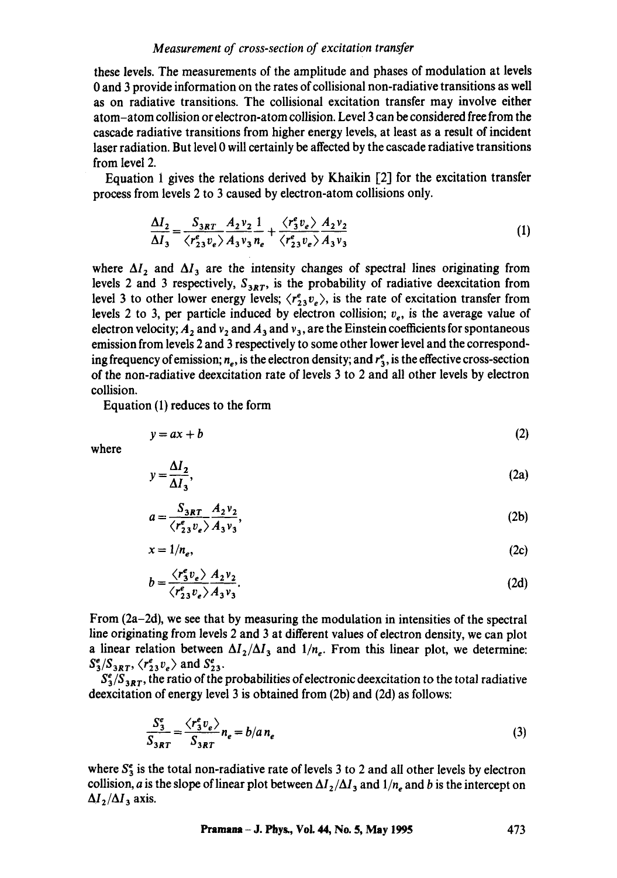these levels. The measurements of the amplitude and phases of modulation at levels 0 and 3 provide information on the rates of collisional non-radiative transitions as well as on radiative transitions. The collisional excitation transfer may involve either atom–atom collision or electron-atom collision. Level 3 can be considered free from the cascade radiative transitions from higher energy levels, at least as a result of incident laser radiation. But level 0 will certainly be affected by the cascade radiative transitions from level 2.

Equation 1 gives the relations derived by Khaikin [2] for the excitation transfer process from levels 2 to 3 caused by electron-atom collisions only.

$$\frac{\Delta I_2}{\Delta I_3} = \frac{S_{3RT}}{\langle r_{23}^e v_e \rangle} \frac{A_2 v_2}{A_3 v_3} \frac{1}{n_e} + \frac{\langle r_3^e v_e \rangle}{\langle r_{23}^e v_e \rangle} \frac{A_2 v_2}{A_3 v_3} \tag{1}$$

where $\Delta I_2$ and $\Delta I_3$ are the intensity changes of spectral lines originating from levels 2 and 3 respectively, $S_{3RT}$, is the probability of radiative deexcitation from level 3 to other lower energy levels; $\langle r_{23}^e v_e \rangle$, is the rate of excitation transfer from levels 2 to 3, per particle induced by electron collision; $v_e$, is the average value of electron velocity; $A_2$ and $v_2$ and $A_3$ and $v_3$, are the Einstein coefficients for spontaneous emission from levels 2 and 3 respectively to some other lower level and the corresponding frequency of emission; $n_e$, is the electron density; and $r_3^e$, is the effective cross-section of the non-radiative deexcitation rate of levels 3 to 2 and all other levels by electron collision.

Equation (1) reduces to the form

$$y = ax + b \tag{2}$$

where

$$y = \frac{\Delta I_2}{\Delta I_3}, \tag{2a}$$

$$a = \frac{S_{3RT}}{\langle r_{23}^e v_e \rangle} \frac{A_2 v_2}{A_3 v_3}, \tag{2b}$$

$$x = 1/n_e, \tag{2c}$$

$$b = \frac{\langle r_3^e v_e \rangle}{\langle r_{23}^e v_e \rangle} \frac{A_2 v_2}{A_3 v_3}. \tag{2d}$$

From (2a–2d), we see that by measuring the modulation in intensities of the spectral line originating from levels 2 and 3 at different values of electron density, we can plot a linear relation between $\Delta I_2/\Delta I_3$ and $1/n_e$. From this linear plot, we determine: $S_3^e/S_{3RT}$, $\langle r_{23}^e v_e \rangle$ and $S_{23}^e$.

$S_3^e/S_{3RT}$, the ratio of the probabilities of electronic deexcitation to the total radiative deexcitation of energy level 3 is obtained from (2b) and (2d) as follows:

$$\frac{S_3^e}{S_{3RT}} = \frac{\langle r_3^e v_e \rangle}{S_{3RT}} n_e = b/a\, n_e \tag{3}$$

where $S_3^e$ is the total non-radiative rate of levels 3 to 2 and all other levels by electron collision, $a$ is the slope of linear plot between $\Delta I_2/\Delta I_3$ and $1/n_e$ and $b$ is the intercept on $\Delta I_2/\Delta I_3$ axis.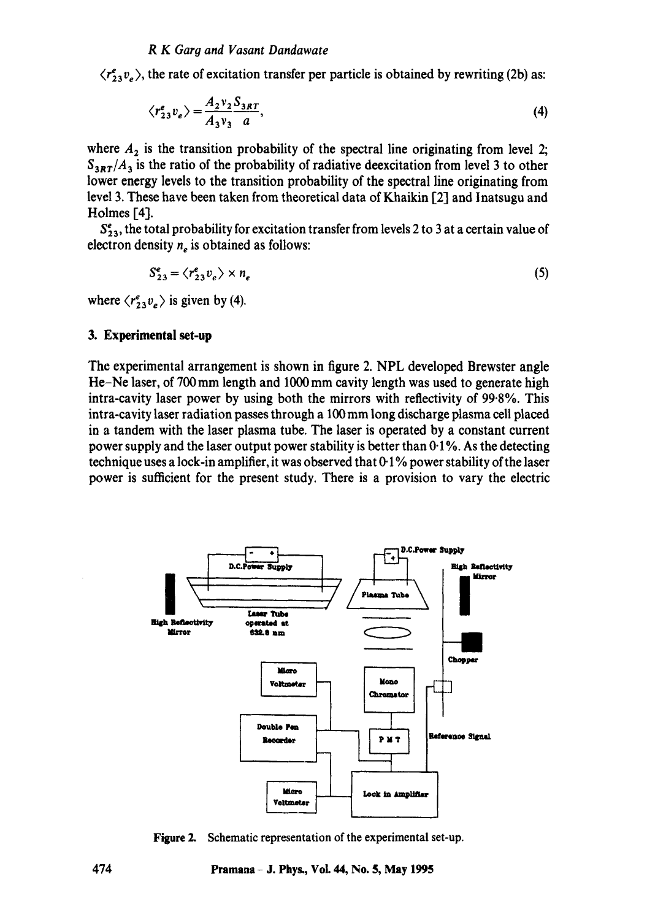$\langle r_{23}^e v_e \rangle$, the rate of excitation transfer per particle is obtained by rewriting (2b) as:

$$\langle r_{23}^e v_e \rangle = \frac{A_2 v_2}{A_3 v_3} \frac{S_{3RT}}{a}, \tag{4}$$

where $A_2$ is the transition probability of the spectral line originating from level 2; $S_{3RT}/A_3$ is the ratio of the probability of radiative deexcitation from level 3 to other lower energy levels to the transition probability of the spectral line originating from level 3. These have been taken from theoretical data of Khaikin [2] and Inatsugu and Holmes [4].

$S_{23}^e$, the total probability for excitation transfer from levels 2 to 3 at a certain value of electron density $n_e$ is obtained as follows:

$$S_{23}^e = \langle r_{23}^e v_e \rangle \times n_e \tag{5}$$

where $\langle r_{23}^e v_e \rangle$ is given by (4).

## 3. Experimental set-up

The experimental arrangement is shown in figure 2. NPL developed Brewster angle He–Ne laser, of 700 mm length and 1000 mm cavity length was used to generate high intra-cavity laser power by using both the mirrors with reflectivity of 99·8%. This intra-cavity laser radiation passes through a 100 mm long discharge plasma cell placed in a tandem with the laser plasma tube. The laser is operated by a constant current power supply and the laser output power stability is better than 0·1%. As the detecting technique uses a lock-in amplifier, it was observed that 0·1% power stability of the laser power is sufficient for the present study. There is a provision to vary the electric

Figure 2. Schematic representation of the experimental set-up.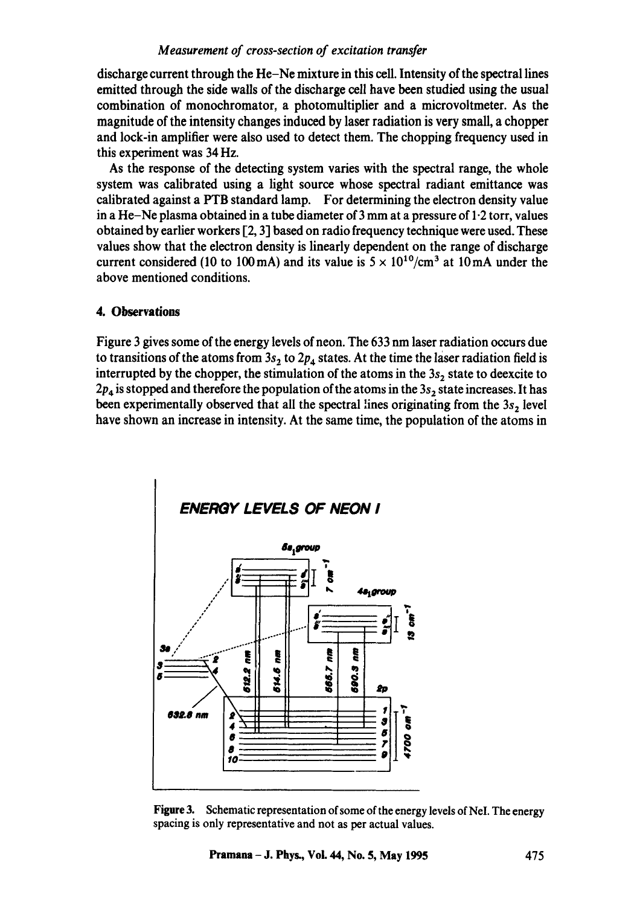discharge current through the He–Ne mixture in this cell. Intensity of the spectral lines emitted through the side walls of the discharge cell have been studied using the usual combination of monochromator, a photomultiplier and a microvoltmeter. As the magnitude of the intensity changes induced by laser radiation is very small, a chopper and lock-in amplifier were also used to detect them. The chopping frequency used in this experiment was 34 Hz.

As the response of the detecting system varies with the spectral range, the whole system was calibrated using a light source whose spectral radiant emittance was calibrated against a PTB standard lamp. For determining the electron density value in a He–Ne plasma obtained in a tube diameter of 3 mm at a pressure of 1·2 torr, values obtained by earlier workers [2, 3] based on radio frequency technique were used. These values show that the electron density is linearly dependent on the range of discharge current considered (10 to 100 mA) and its value is $5 \times 10^{10}/\text{cm}^3$ at 10 mA under the above mentioned conditions.

## 4. Observations

Figure 3 gives some of the energy levels of neon. The 633 nm laser radiation occurs due to transitions of the atoms from $3s_2$ to $2p_4$ states. At the time the laser radiation field is interrupted by the chopper, the stimulation of the atoms in the $3s_2$ state to deexcite to $2p_4$ is stopped and therefore the population of the atoms in the $3s_2$ state increases. It has been experimentally observed that all the spectral lines originating from the $3s_2$ level have shown an increase in intensity. At the same time, the population of the atoms in

Figure 3. Schematic representation of some of the energy levels of NeI. The energy spacing is only representative and not as per actual values.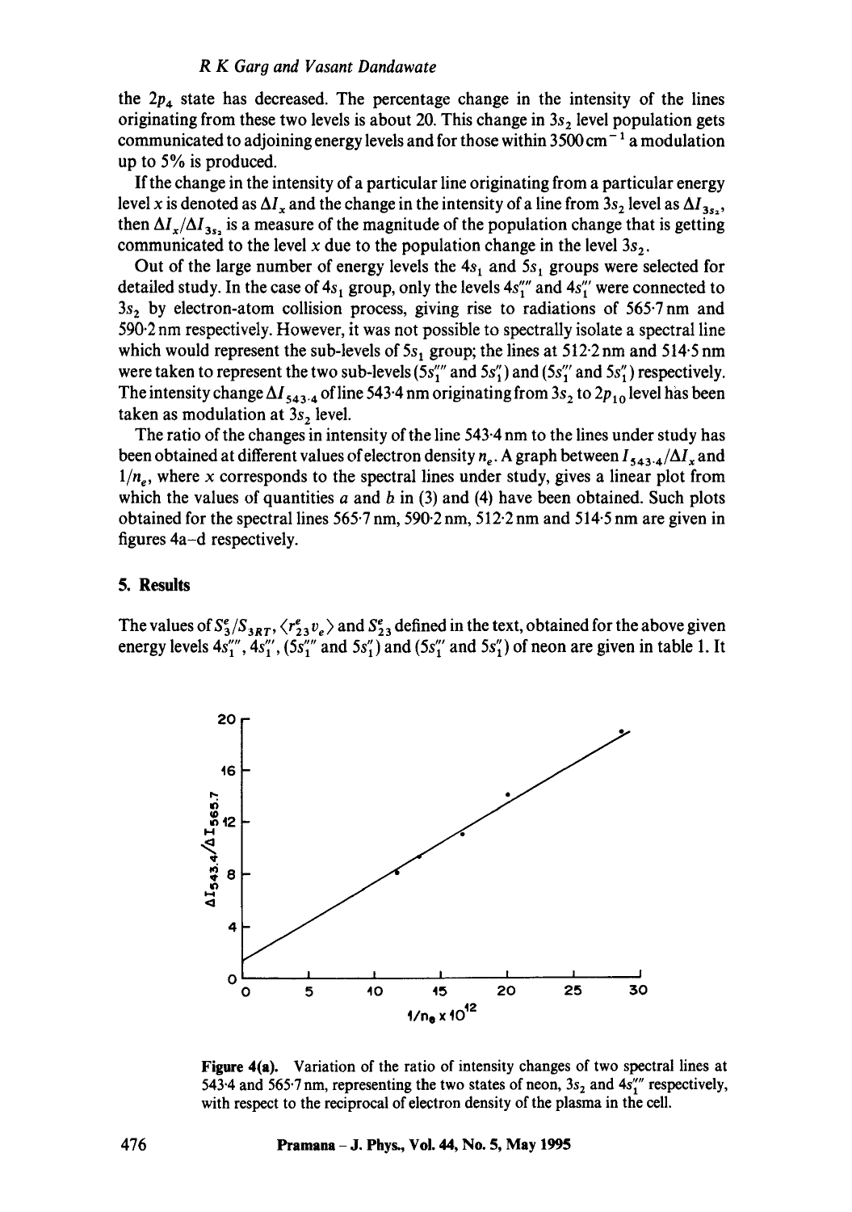the $2p_4$ state has decreased. The percentage change in the intensity of the lines originating from these two levels is about 20. This change in $3s_2$ level population gets communicated to adjoining energy levels and for those within $3500\,\text{cm}^{-1}$ a modulation up to 5% is produced.

If the change in the intensity of a particular line originating from a particular energy level $x$ is denoted as $\Delta I_x$ and the change in the intensity of a line from $3s_2$ level as $\Delta I_{3s_2}$, then $\Delta I_x/\Delta I_{3s_2}$ is a measure of the magnitude of the population change that is getting communicated to the level $x$ due to the population change in the level $3s_2$.

Out of the large number of energy levels the $4s_1$ and $5s_1$ groups were selected for detailed study. In the case of $4s_1$ group, only the levels $4s_1''''$ and $4s_1'''$ were connected to $3s_2$ by electron-atom collision process, giving rise to radiations of 565·7 nm and 590·2 nm respectively. However, it was not possible to spectrally isolate a spectral line which would represent the sub-levels of $5s_1$ group; the lines at 512·2 nm and 514·5 nm were taken to represent the two sub-levels ($5s_1''''$ and $5s_1'$) and ($5s_1'''$ and $5s_1''$) respectively. The intensity change $\Delta I_{543\cdot4}$ of line 543·4 nm originating from $3s_2$ to $2p_{10}$ level has been taken as modulation at $3s_2$ level.

The ratio of the changes in intensity of the line 543·4 nm to the lines under study has been obtained at different values of electron density $n_e$. A graph between $I_{543\cdot4}/\Delta I_x$ and $1/n_e$, where $x$ corresponds to the spectral lines under study, gives a linear plot from which the values of quantities $a$ and $b$ in (3) and (4) have been obtained. Such plots obtained for the spectral lines 565·7 nm, 590·2 nm, 512·2 nm and 514·5 nm are given in figures 4a–d respectively.

## 5. Results

The values of $S_3^e/S_{3RT}$, $\langle r_{23}^e v_e \rangle$ and $S_{23}^e$ defined in the text, obtained for the above given energy levels $4s_1''''$, $4s_1'''$, ($5s_1''''$ and $5s_1'$) and ($5s_1'''$ and $5s_1''$) of neon are given in table 1. It

**Figure 4(a).** Variation of the ratio of intensity changes of two spectral lines at 543·4 and 565·7 nm, representing the two states of neon, $3s_2$ and $4s_1''''$ respectively, with respect to the reciprocal of electron density of the plasma in the cell.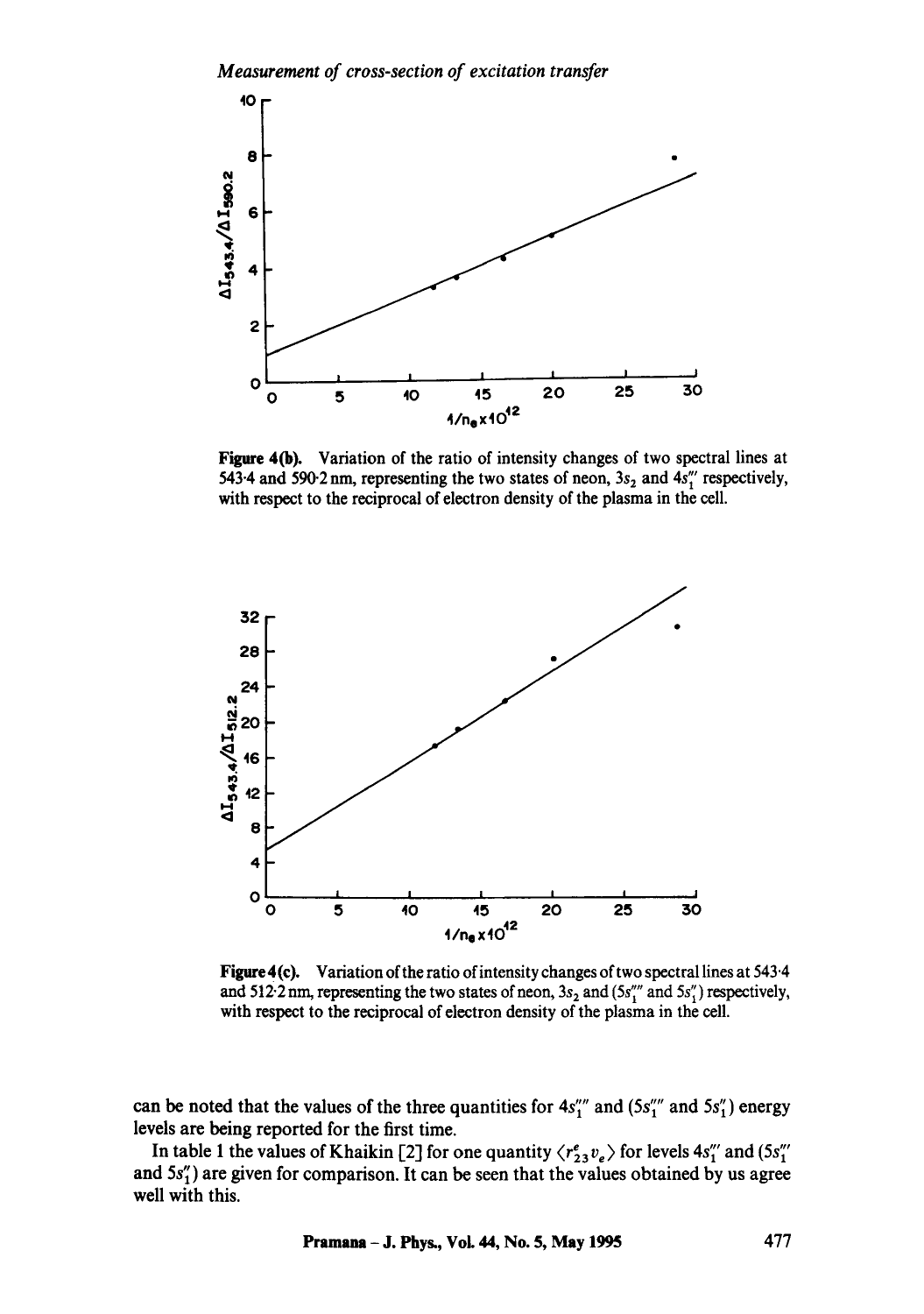Figure 4(b). Variation of the ratio of intensity changes of two spectral lines at 543·4 and 590·2 nm, representing the two states of neon, $3s_2$ and $4s_1'''$ respectively, with respect to the reciprocal of electron density of the plasma in the cell.

Figure 4(c). Variation of the ratio of intensity changes of two spectral lines at 543·4 and 512·2 nm, representing the two states of neon, $3s_2$ and ($5s_1''''$ and $5s_1''$) respectively, with respect to the reciprocal of electron density of the plasma in the cell.

can be noted that the values of the three quantities for $4s_1''''$ and ($5s_1''''$ and $5s_1''$) energy levels are being reported for the first time.

In table 1 the values of Khaikin [2] for one quantity $\langle r_{23}^e v_e \rangle$ for levels $4s_1'''$ and ($5s_1'''$ and $5s_1''$) are given for comparison. It can be seen that the values obtained by us agree well with this.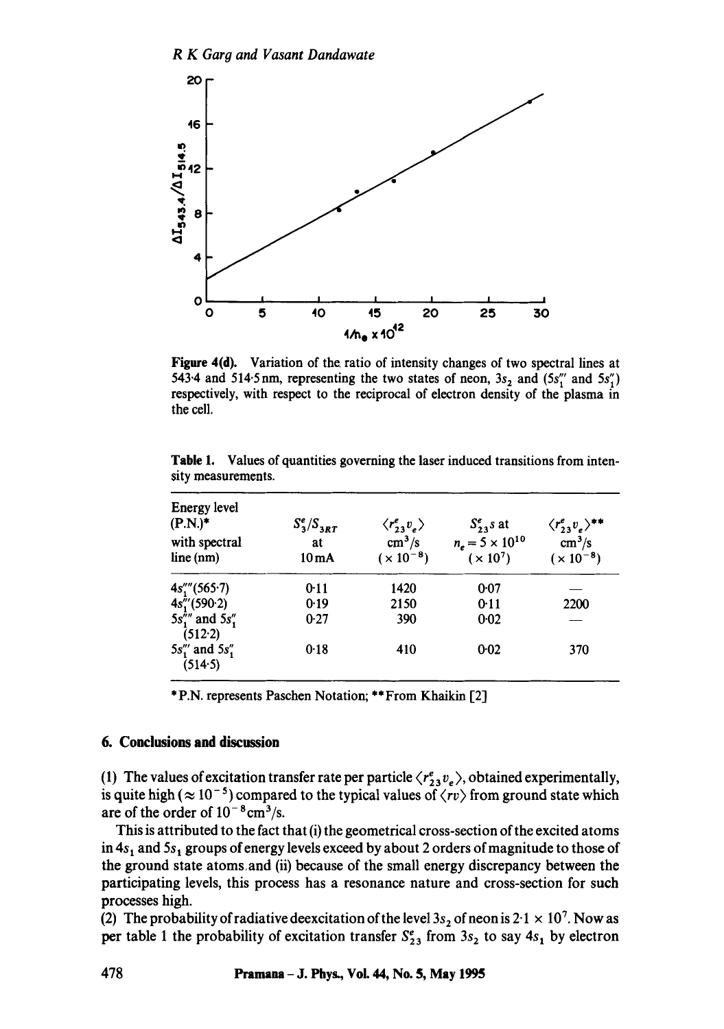Figure 4(d). Variation of the ratio of intensity changes of two spectral lines at 543·4 and 514·5 nm, representing the two states of neon, $3s_2$ and ($5s_1'''$ and $5s_1''$) respectively, with respect to the reciprocal of electron density of the plasma in the cell.

Table 1. Values of quantities governing the laser induced transitions from intensity measurements.

| Energy level (P.N.)* with spectral line (nm) | $S_3^e/S_{3RT}$ at 10 mA | $\langle r_{23}^e v_e \rangle$ cm$^3$/s ($\times 10^{-8}$) | $S_{23}^e s$ at $n_e = 5 \times 10^{10}$ ($\times 10^7$) | $\langle r_{23}^e v_e \rangle$** cm$^3$/s ($\times 10^{-8}$) |
|---|---|---|---|---|
| $4s_1''''$(565·7) | 0·11 | 1420 | 0·07 | — |
| $4s_1'''$(590·2) | 0·19 | 2150 | 0·11 | 2200 |
| $5s_1''''$ and $5s_1''$ (512·2) | 0·27 | 390 | 0·02 | — |
| $5s_1'''$ and $5s_1''$ (514·5) | 0·18 | 410 | 0·02 | 370 |

*P.N. represents Paschen Notation; **From Khaikin [2]

## 6. Conclusions and discussion

(1) The values of excitation transfer rate per particle $\langle r_{23}^e v_e \rangle$, obtained experimentally, is quite high ($\approx 10^{-5}$) compared to the typical values of $\langle rv \rangle$ from ground state which are of the order of $10^{-8}$ cm$^3$/s.

This is attributed to the fact that (i) the geometrical cross-section of the excited atoms in $4s_1$ and $5s_1$ groups of energy levels exceed by about 2 orders of magnitude to those of the ground state atoms and (ii) because of the small energy discrepancy between the participating levels, this process has a resonance nature and cross-section for such processes high.

(2) The probability of radiative deexcitation of the level $3s_2$ of neon is $2{\cdot}1 \times 10^7$. Now as per table 1 the probability of excitation transfer $S_{23}^e$ from $3s_2$ to say $4s_1$ by electron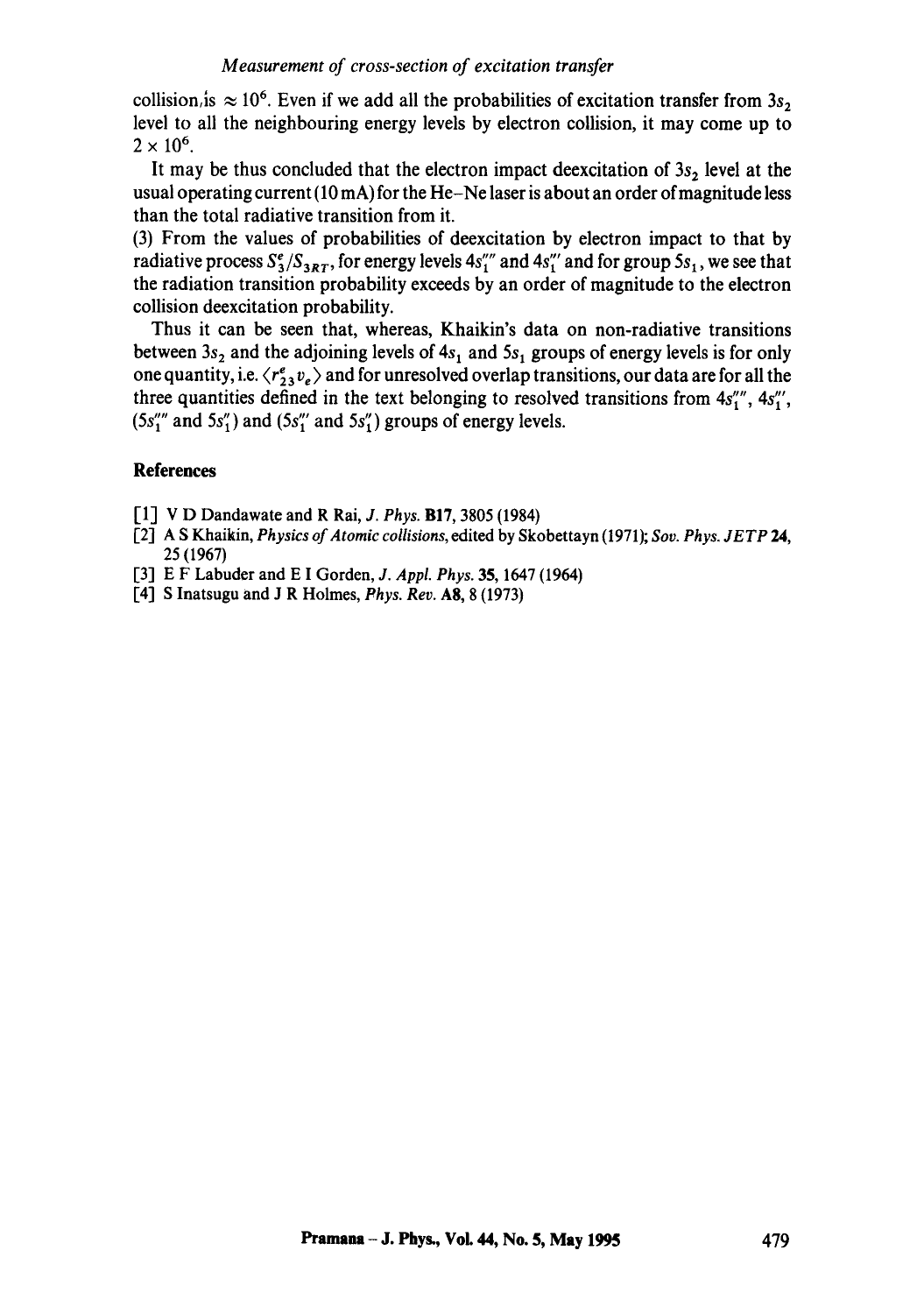collision is $\approx 10^6$. Even if we add all the probabilities of excitation transfer from $3s_2$ level to all the neighbouring energy levels by electron collision, it may come up to $2 \times 10^6$.

It may be thus concluded that the electron impact deexcitation of $3s_2$ level at the usual operating current (10 mA) for the He–Ne laser is about an order of magnitude less than the total radiative transition from it.

(3) From the values of probabilities of deexcitation by electron impact to that by radiative process $S_3^e/S_{3RT}$, for energy levels $4s_1''''$ and $4s_1'''$ and for group $5s_1$, we see that the radiation transition probability exceeds by an order of magnitude to the electron collision deexcitation probability.

Thus it can be seen that, whereas, Khaikin's data on non-radiative transitions between $3s_2$ and the adjoining levels of $4s_1$ and $5s_1$ groups of energy levels is for only one quantity, i.e. $\langle r_{23}^e v_e \rangle$ and for unresolved overlap transitions, our data are for all the three quantities defined in the text belonging to resolved transitions from $4s_1''''$, $4s_1'''$, ($5s_1''''$ and $5s_1''$) and ($5s_1'''$ and $5s_1''$) groups of energy levels.

## References

[1] V D Dandawate and R Rai, *J. Phys.* **B17**, 3805 (1984)

[2] A S Khaikin, *Physics of Atomic collisions*, edited by Skobettayn (1971); *Sov. Phys. JETP* **24**, 25 (1967)

[3] E F Labuder and E I Gorden, *J. Appl. Phys.* **35**, 1647 (1964)

[4] S Inatsugu and J R Holmes, *Phys. Rev.* **A8**, 8 (1973)